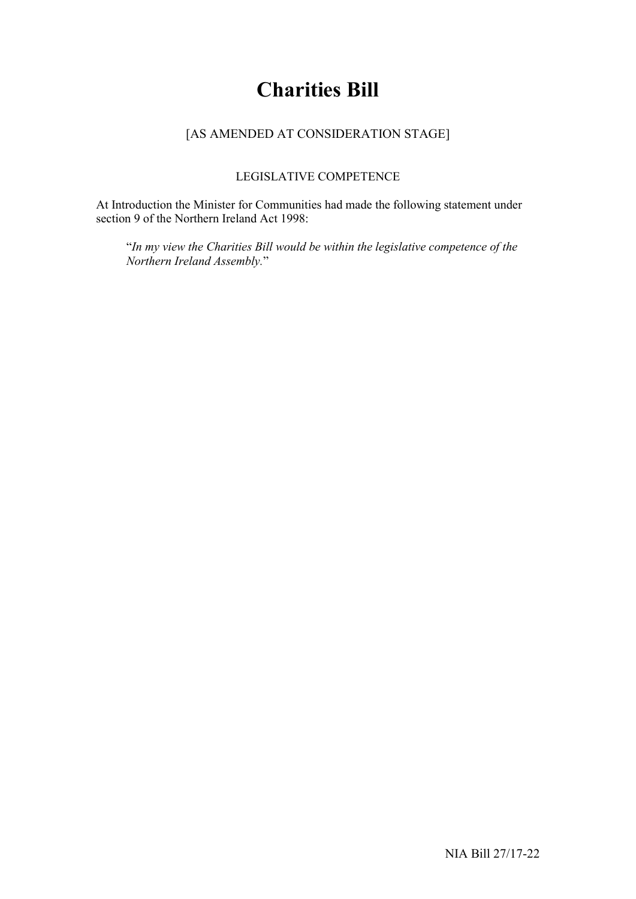# Charities Bill

[AS AMENDED AT CONSIDERATION STAGE]

LEGISLATIVE COMPETENCE

At Introduction the Minister for Communities had made the following statement under section 9 of the Northern Ireland Act 1998:

> "*In my view the Charities Bill would be within the legislative competence of the Northern Ireland Assembly.*"

NIA Bill 27/17-22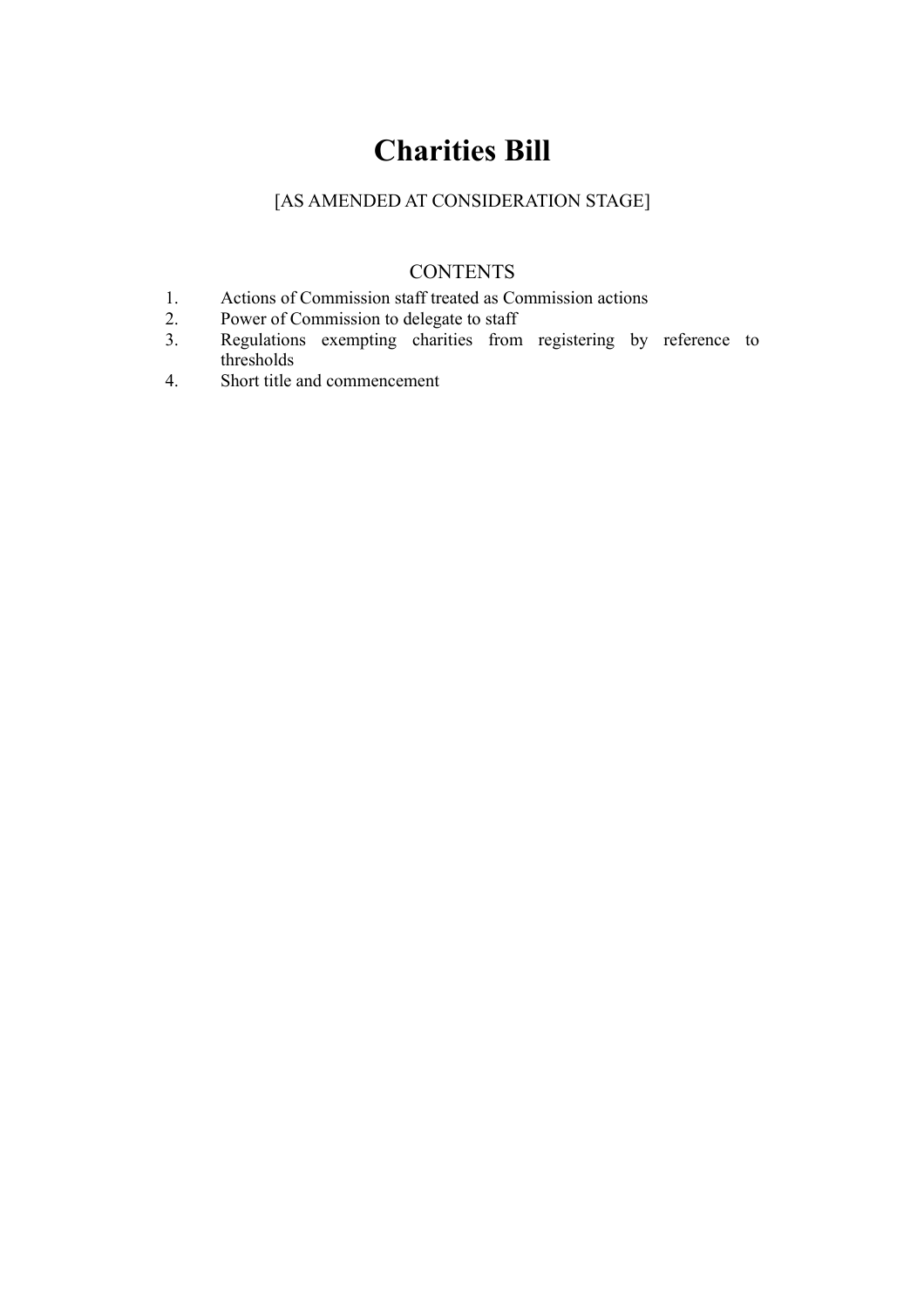# Charities Bill

[AS AMENDED AT CONSIDERATION STAGE]

## CONTENTS

1. Actions of Commission staff treated as Commission actions
2. Power of Commission to delegate to staff
3. Regulations exempting charities from registering by reference to thresholds
4. Short title and commencement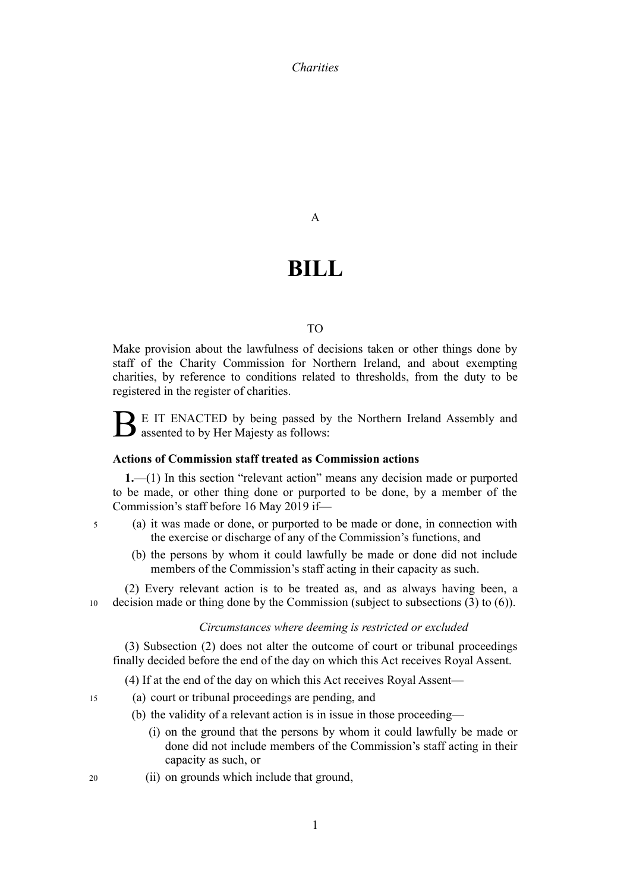*Charities*

A

# BILL

TO

Make provision about the lawfulness of decisions taken or other things done by staff of the Charity Commission for Northern Ireland, and about exempting charities, by reference to conditions related to thresholds, from the duty to be registered in the register of charities.

BE IT ENACTED by being passed by the Northern Ireland Assembly and assented to by Her Majesty as follows:

**Actions of Commission staff treated as Commission actions**

**1.**—(1) In this section "relevant action" means any decision made or purported to be made, or other thing done or purported to be done, by a member of the Commission's staff before 16 May 2019 if—

(a) it was made or done, or purported to be made or done, in connection with the exercise or discharge of any of the Commission's functions, and

(b) the persons by whom it could lawfully be made or done did not include members of the Commission's staff acting in their capacity as such.

(2) Every relevant action is to be treated as, and as always having been, a decision made or thing done by the Commission (subject to subsections (3) to (6)).

*Circumstances where deeming is restricted or excluded*

(3) Subsection (2) does not alter the outcome of court or tribunal proceedings finally decided before the end of the day on which this Act receives Royal Assent.

(4) If at the end of the day on which this Act receives Royal Assent—

(a) court or tribunal proceedings are pending, and

(b) the validity of a relevant action is in issue in those proceeding—

(i) on the ground that the persons by whom it could lawfully be made or done did not include members of the Commission's staff acting in their capacity as such, or

(ii) on grounds which include that ground,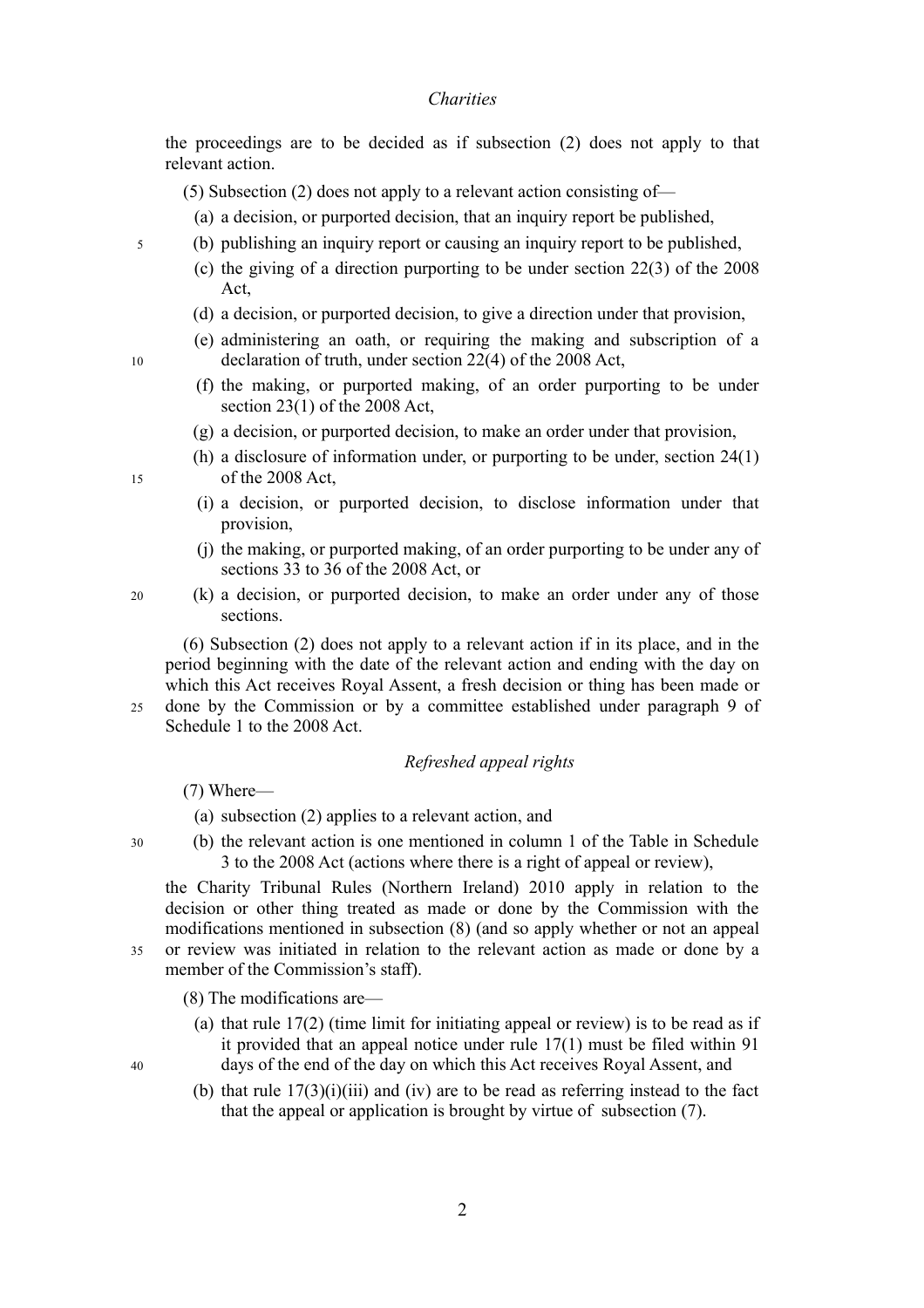the proceedings are to be decided as if subsection (2) does not apply to that relevant action.

(5) Subsection (2) does not apply to a relevant action consisting of—

(a) a decision, or purported decision, that an inquiry report be published,

(b) publishing an inquiry report or causing an inquiry report to be published,

(c) the giving of a direction purporting to be under section 22(3) of the 2008 Act,

(d) a decision, or purported decision, to give a direction under that provision,

(e) administering an oath, or requiring the making and subscription of a declaration of truth, under section 22(4) of the 2008 Act,

(f) the making, or purported making, of an order purporting to be under section 23(1) of the 2008 Act,

(g) a decision, or purported decision, to make an order under that provision,

(h) a disclosure of information under, or purporting to be under, section 24(1) of the 2008 Act,

(i) a decision, or purported decision, to disclose information under that provision,

(j) the making, or purported making, of an order purporting to be under any of sections 33 to 36 of the 2008 Act, or

(k) a decision, or purported decision, to make an order under any of those sections.

(6) Subsection (2) does not apply to a relevant action if in its place, and in the period beginning with the date of the relevant action and ending with the day on which this Act receives Royal Assent, a fresh decision or thing has been made or done by the Commission or by a committee established under paragraph 9 of Schedule 1 to the 2008 Act.

*Refreshed appeal rights*

(7) Where—

(a) subsection (2) applies to a relevant action, and

(b) the relevant action is one mentioned in column 1 of the Table in Schedule 3 to the 2008 Act (actions where there is a right of appeal or review),

the Charity Tribunal Rules (Northern Ireland) 2010 apply in relation to the decision or other thing treated as made or done by the Commission with the modifications mentioned in subsection (8) (and so apply whether or not an appeal or review was initiated in relation to the relevant action as made or done by a member of the Commission's staff).

(8) The modifications are—

(a) that rule 17(2) (time limit for initiating appeal or review) is to be read as if it provided that an appeal notice under rule 17(1) must be filed within 91 days of the end of the day on which this Act receives Royal Assent, and

(b) that rule 17(3)(i)(iii) and (iv) are to be read as referring instead to the fact that the appeal or application is brought by virtue of subsection (7).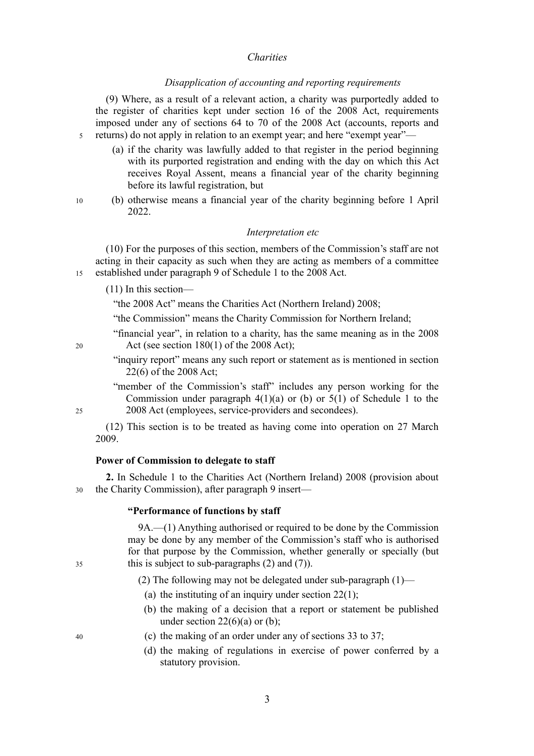*Disapplication of accounting and reporting requirements*

(9) Where, as a result of a relevant action, a charity was purportedly added to the register of charities kept under section 16 of the 2008 Act, requirements imposed under any of sections 64 to 70 of the 2008 Act (accounts, reports and returns) do not apply in relation to an exempt year; and here "exempt year"—

(a) if the charity was lawfully added to that register in the period beginning with its purported registration and ending with the day on which this Act receives Royal Assent, means a financial year of the charity beginning before its lawful registration, but

(b) otherwise means a financial year of the charity beginning before 1 April 2022.

*Interpretation etc*

(10) For the purposes of this section, members of the Commission's staff are not acting in their capacity as such when they are acting as members of a committee established under paragraph 9 of Schedule 1 to the 2008 Act.

(11) In this section—

"the 2008 Act" means the Charities Act (Northern Ireland) 2008;

"the Commission" means the Charity Commission for Northern Ireland;

"financial year", in relation to a charity, has the same meaning as in the 2008 Act (see section 180(1) of the 2008 Act);

"inquiry report" means any such report or statement as is mentioned in section 22(6) of the 2008 Act;

"member of the Commission's staff" includes any person working for the Commission under paragraph 4(1)(a) or (b) or 5(1) of Schedule 1 to the 2008 Act (employees, service-providers and secondees).

(12) This section is to be treated as having come into operation on 27 March 2009.

**Power of Commission to delegate to staff**

**2.** In Schedule 1 to the Charities Act (Northern Ireland) 2008 (provision about the Charity Commission), after paragraph 9 insert—

**"Performance of functions by staff**

9A.—(1) Anything authorised or required to be done by the Commission may be done by any member of the Commission's staff who is authorised for that purpose by the Commission, whether generally or specially (but this is subject to sub-paragraphs (2) and (7)).

(2) The following may not be delegated under sub-paragraph (1)—

(a) the instituting of an inquiry under section 22(1);

(b) the making of a decision that a report or statement be published under section 22(6)(a) or (b);

(c) the making of an order under any of sections 33 to 37;

(d) the making of regulations in exercise of power conferred by a statutory provision.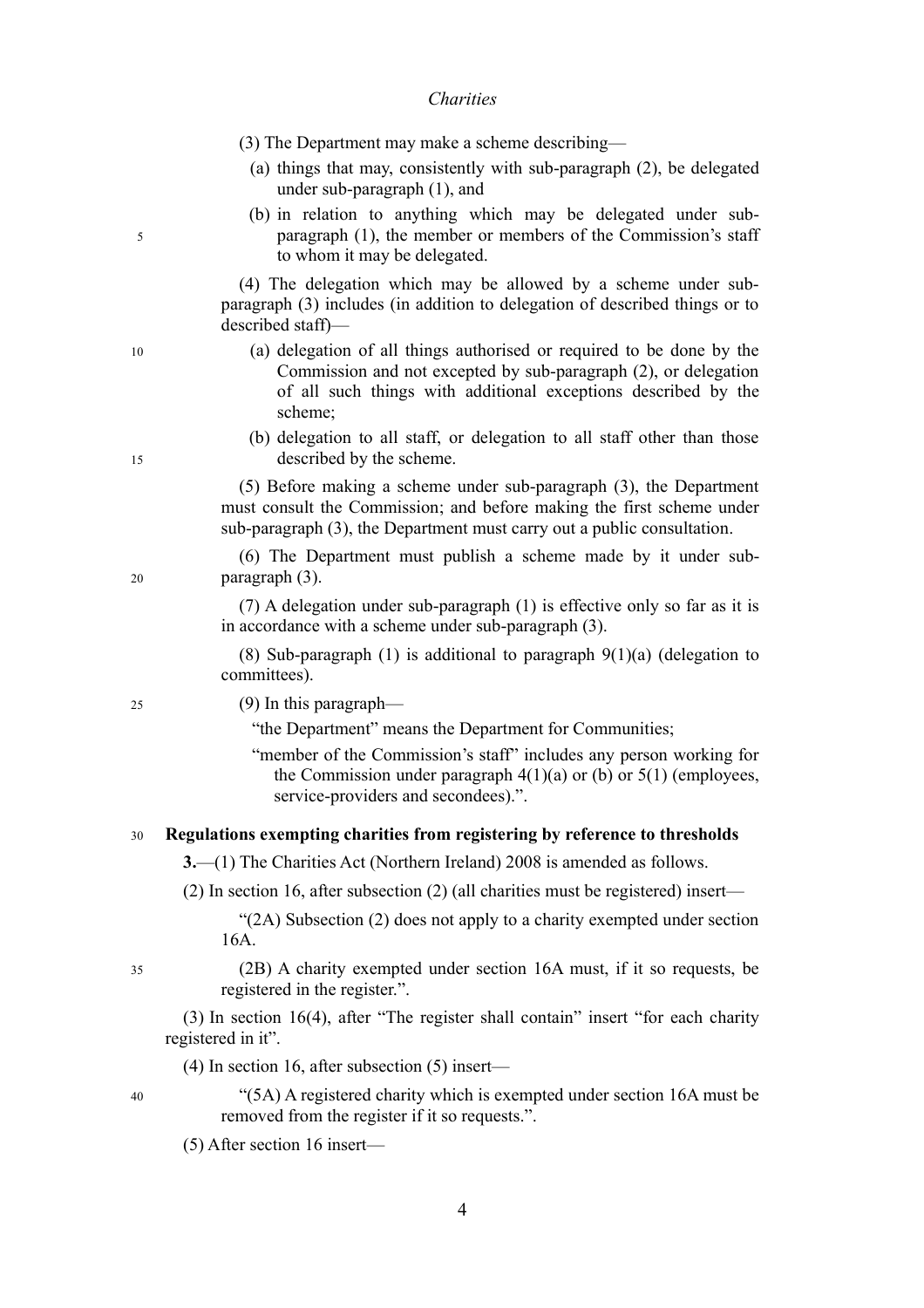(3) The Department may make a scheme describing—

(a) things that may, consistently with sub-paragraph (2), be delegated under sub-paragraph (1), and

(b) in relation to anything which may be delegated under sub-paragraph (1), the member or members of the Commission's staff to whom it may be delegated.

(4) The delegation which may be allowed by a scheme under sub-paragraph (3) includes (in addition to delegation of described things or to described staff)—

(a) delegation of all things authorised or required to be done by the Commission and not excepted by sub-paragraph (2), or delegation of all such things with additional exceptions described by the scheme;

(b) delegation to all staff, or delegation to all staff other than those described by the scheme.

(5) Before making a scheme under sub-paragraph (3), the Department must consult the Commission; and before making the first scheme under sub-paragraph (3), the Department must carry out a public consultation.

(6) The Department must publish a scheme made by it under sub-paragraph (3).

(7) A delegation under sub-paragraph (1) is effective only so far as it is in accordance with a scheme under sub-paragraph (3).

(8) Sub-paragraph (1) is additional to paragraph 9(1)(a) (delegation to committees).

(9) In this paragraph—

"the Department" means the Department for Communities;

"member of the Commission's staff" includes any person working for the Commission under paragraph 4(1)(a) or (b) or 5(1) (employees, service-providers and secondees).".

## Regulations exempting charities from registering by reference to thresholds

**3.**—(1) The Charities Act (Northern Ireland) 2008 is amended as follows.

(2) In section 16, after subsection (2) (all charities must be registered) insert—

"(2A) Subsection (2) does not apply to a charity exempted under section 16A.

(2B) A charity exempted under section 16A must, if it so requests, be registered in the register.".

(3) In section 16(4), after "The register shall contain" insert "for each charity registered in it".

(4) In section 16, after subsection (5) insert—

"(5A) A registered charity which is exempted under section 16A must be removed from the register if it so requests.".

(5) After section 16 insert—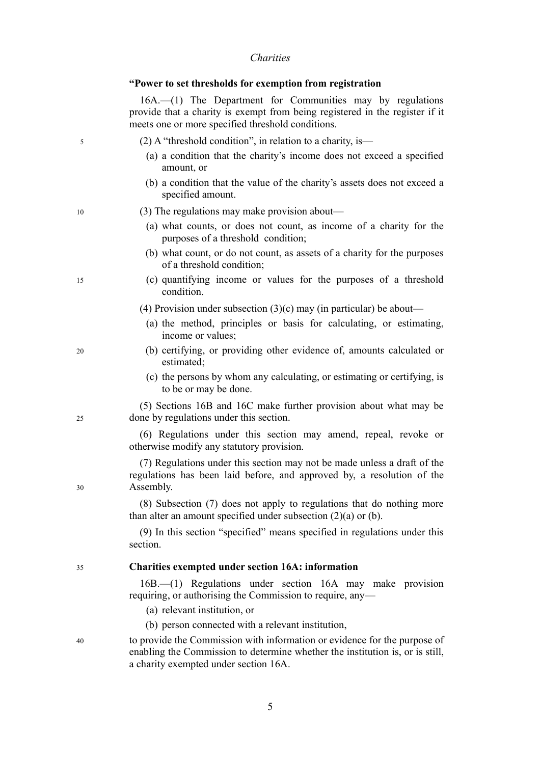**"Power to set thresholds for exemption from registration**

16A.—(1) The Department for Communities may by regulations provide that a charity is exempt from being registered in the register if it meets one or more specified threshold conditions.

(2) A "threshold condition", in relation to a charity, is—

(a) a condition that the charity's income does not exceed a specified amount, or

(b) a condition that the value of the charity's assets does not exceed a specified amount.

(3) The regulations may make provision about—

(a) what counts, or does not count, as income of a charity for the purposes of a threshold condition;

(b) what count, or do not count, as assets of a charity for the purposes of a threshold condition;

(c) quantifying income or values for the purposes of a threshold condition.

(4) Provision under subsection (3)(c) may (in particular) be about—

(a) the method, principles or basis for calculating, or estimating, income or values;

(b) certifying, or providing other evidence of, amounts calculated or estimated;

(c) the persons by whom any calculating, or estimating or certifying, is to be or may be done.

(5) Sections 16B and 16C make further provision about what may be done by regulations under this section.

(6) Regulations under this section may amend, repeal, revoke or otherwise modify any statutory provision.

(7) Regulations under this section may not be made unless a draft of the regulations has been laid before, and approved by, a resolution of the Assembly.

(8) Subsection (7) does not apply to regulations that do nothing more than alter an amount specified under subsection (2)(a) or (b).

(9) In this section "specified" means specified in regulations under this section.

**Charities exempted under section 16A: information**

16B.—(1) Regulations under section 16A may make provision requiring, or authorising the Commission to require, any—

(a) relevant institution, or

(b) person connected with a relevant institution,

to provide the Commission with information or evidence for the purpose of enabling the Commission to determine whether the institution is, or is still, a charity exempted under section 16A.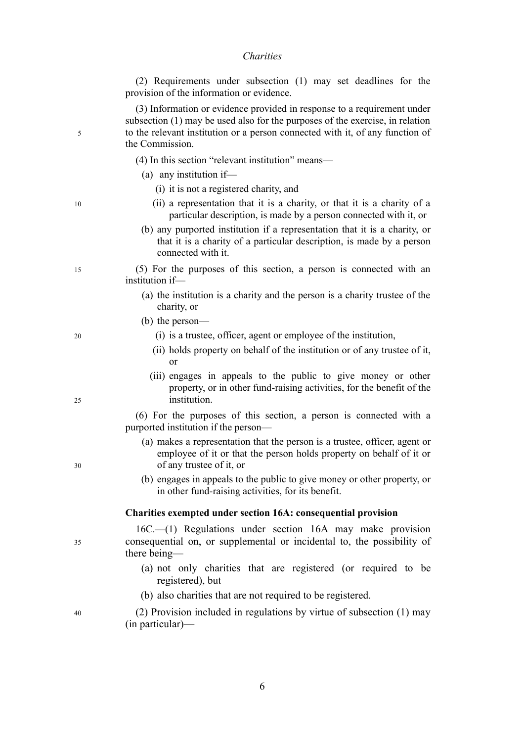(2) Requirements under subsection (1) may set deadlines for the provision of the information or evidence.

(3) Information or evidence provided in response to a requirement under subsection (1) may be used also for the purposes of the exercise, in relation to the relevant institution or a person connected with it, of any function of the Commission.

(4) In this section "relevant institution" means—

(a) any institution if—

(i) it is not a registered charity, and

(ii) a representation that it is a charity, or that it is a charity of a particular description, is made by a person connected with it, or

(b) any purported institution if a representation that it is a charity, or that it is a charity of a particular description, is made by a person connected with it.

(5) For the purposes of this section, a person is connected with an institution if—

(a) the institution is a charity and the person is a charity trustee of the charity, or

(b) the person—

(i) is a trustee, officer, agent or employee of the institution,

(ii) holds property on behalf of the institution or of any trustee of it, or

(iii) engages in appeals to the public to give money or other property, or in other fund-raising activities, for the benefit of the institution.

(6) For the purposes of this section, a person is connected with a purported institution if the person—

(a) makes a representation that the person is a trustee, officer, agent or employee of it or that the person holds property on behalf of it or of any trustee of it, or

(b) engages in appeals to the public to give money or other property, or in other fund-raising activities, for its benefit.

**Charities exempted under section 16A: consequential provision**

16C.—(1) Regulations under section 16A may make provision consequential on, or supplemental or incidental to, the possibility of there being—

(a) not only charities that are registered (or required to be registered), but

(b) also charities that are not required to be registered.

(2) Provision included in regulations by virtue of subsection (1) may (in particular)—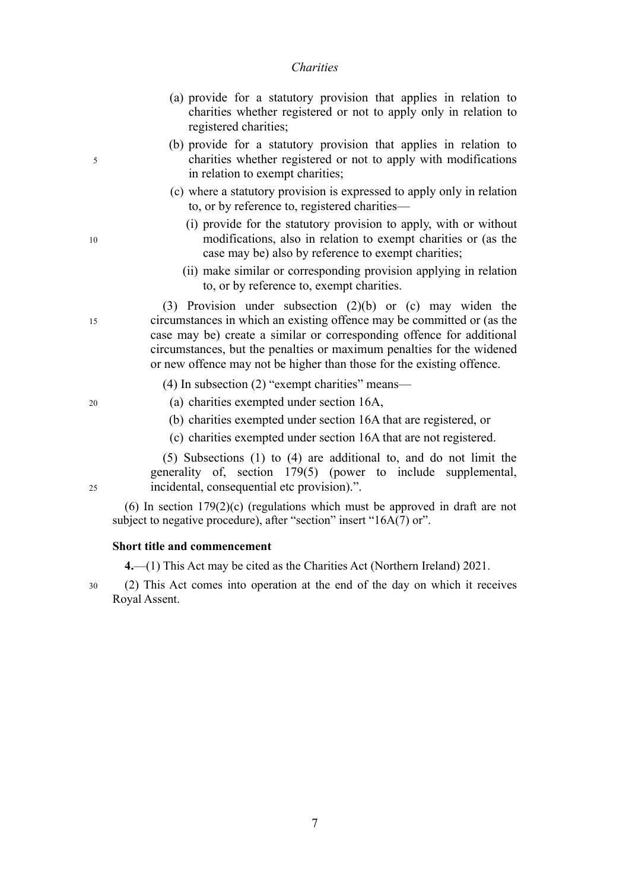(a) provide for a statutory provision that applies in relation to charities whether registered or not to apply only in relation to registered charities;

(b) provide for a statutory provision that applies in relation to charities whether registered or not to apply with modifications in relation to exempt charities;

(c) where a statutory provision is expressed to apply only in relation to, or by reference to, registered charities—

(i) provide for the statutory provision to apply, with or without modifications, also in relation to exempt charities or (as the case may be) also by reference to exempt charities;

(ii) make similar or corresponding provision applying in relation to, or by reference to, exempt charities.

(3) Provision under subsection (2)(b) or (c) may widen the circumstances in which an existing offence may be committed or (as the case may be) create a similar or corresponding offence for additional circumstances, but the penalties or maximum penalties for the widened or new offence may not be higher than those for the existing offence.

(4) In subsection (2) "exempt charities" means—

(a) charities exempted under section 16A,

(b) charities exempted under section 16A that are registered, or

(c) charities exempted under section 16A that are not registered.

(5) Subsections (1) to (4) are additional to, and do not limit the generality of, section 179(5) (power to include supplemental, incidental, consequential etc provision).".

(6) In section 179(2)(c) (regulations which must be approved in draft are not subject to negative procedure), after "section" insert "16A(7) or".

**Short title and commencement**

**4.**—(1) This Act may be cited as the Charities Act (Northern Ireland) 2021.

(2) This Act comes into operation at the end of the day on which it receives Royal Assent.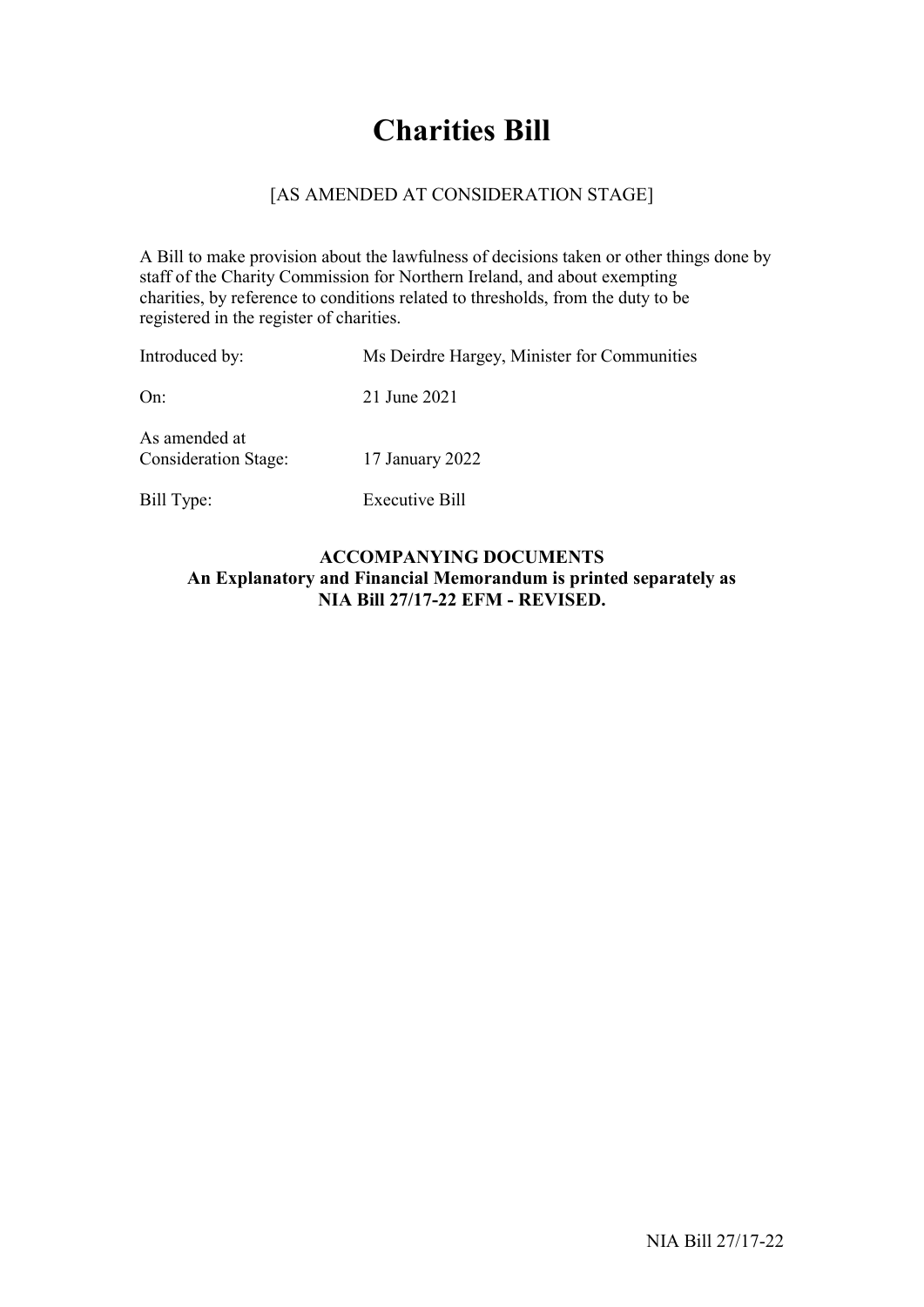# Charities Bill

[AS AMENDED AT CONSIDERATION STAGE]

A Bill to make provision about the lawfulness of decisions taken or other things done by staff of the Charity Commission for Northern Ireland, and about exempting charities, by reference to conditions related to thresholds, from the duty to be registered in the register of charities.

| | |
|---|---|
| Introduced by: | Ms Deirdre Hargey, Minister for Communities |
| On: | 21 June 2021 |
| As amended at Consideration Stage: | 17 January 2022 |
| Bill Type: | Executive Bill |

**ACCOMPANYING DOCUMENTS**
**An Explanatory and Financial Memorandum is printed separately as NIA Bill 27/17-22 EFM - REVISED.**

NIA Bill 27/17-22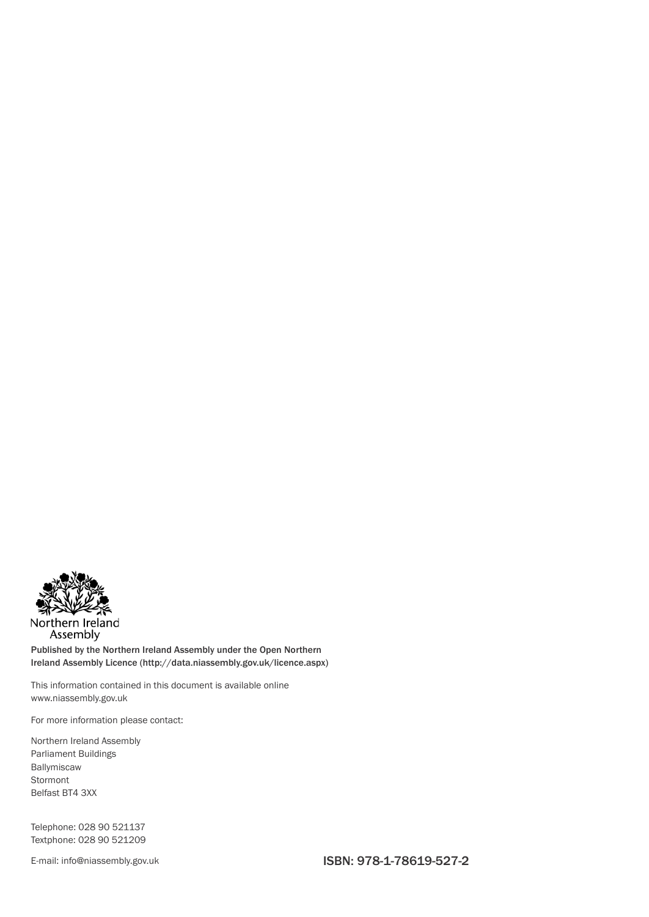Northern Ireland Assembly

Published by the Northern Ireland Assembly under the Open Northern Ireland Assembly Licence (http://data.niassembly.gov.uk/licence.aspx)

This information contained in this document is available online www.niassembly.gov.uk

For more information please contact:

Northern Ireland Assembly
Parliament Buildings
Ballymiscaw
Stormont
Belfast BT4 3XX

Telephone: 028 90 521137
Textphone: 028 90 521209

E-mail: info@niassembly.gov.uk

ISBN: 978-1-78619-527-2